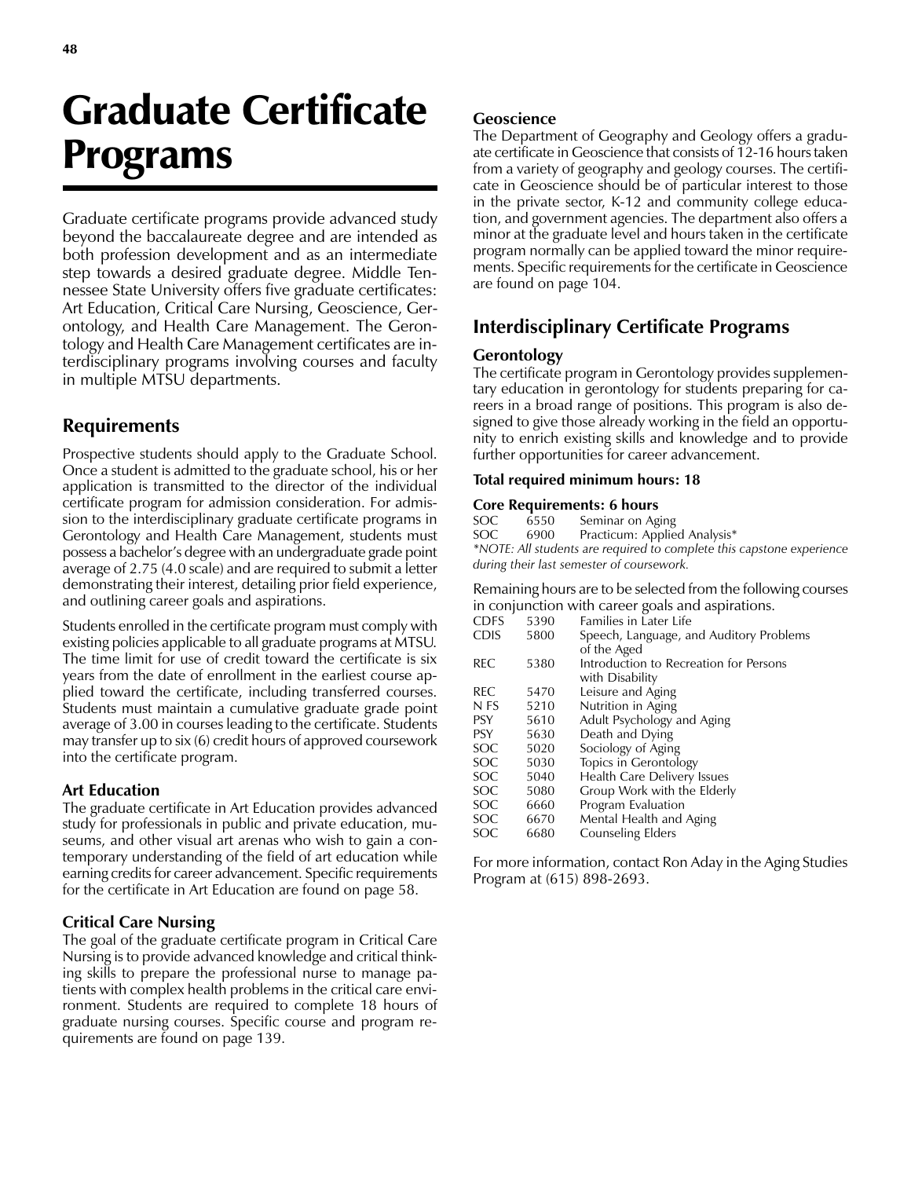# Graduate Certificate Programs

Graduate certificate programs provide advanced study beyond the baccalaureate degree and are intended as both profession development and as an intermediate step towards a desired graduate degree. Middle Tennessee State University offers five graduate certificates: Art Education, Critical Care Nursing, Geoscience, Gerontology, and Health Care Management. The Gerontology and Health Care Management certificates are interdisciplinary programs involving courses and faculty in multiple MTSU departments.

## Requirements

Prospective students should apply to the Graduate School. Once a student is admitted to the graduate school, his or her application is transmitted to the director of the individual certificate program for admission consideration. For admission to the interdisciplinary graduate certificate programs in Gerontology and Health Care Management, students must possess a bachelor's degree with an undergraduate grade point average of 2.75 (4.0 scale) and are required to submit a letter demonstrating their interest, detailing prior field experience, and outlining career goals and aspirations.

Students enrolled in the certificate program must comply with existing policies applicable to all graduate programs at MTSU. The time limit for use of credit toward the certificate is six years from the date of enrollment in the earliest course applied toward the certificate, including transferred courses. Students must maintain a cumulative graduate grade point average of 3.00 in courses leading to the certificate. Students may transfer up to six (6) credit hours of approved coursework into the certificate program.

### Art Education

The graduate certificate in Art Education provides advanced study for professionals in public and private education, museums, and other visual art arenas who wish to gain a contemporary understanding of the field of art education while earning credits for career advancement. Specific requirements for the certificate in Art Education are found on page 58.

### Critical Care Nursing

The goal of the graduate certificate program in Critical Care Nursing is to provide advanced knowledge and critical thinking skills to prepare the professional nurse to manage patients with complex health problems in the critical care environment. Students are required to complete 18 hours of graduate nursing courses. Specific course and program requirements are found on page 139.

### Geoscience

The Department of Geography and Geology offers a graduate certificate in Geoscience that consists of 12-16 hours taken from a variety of geography and geology courses. The certificate in Geoscience should be of particular interest to those in the private sector, K-12 and community college education, and government agencies. The department also offers a minor at the graduate level and hours taken in the certificate program normally can be applied toward the minor requirements. Specific requirements for the certificate in Geoscience are found on page 104.

## Interdisciplinary Certificate Programs

### Gerontology

The certificate program in Gerontology provides supplementary education in gerontology for students preparing for careers in a broad range of positions. This program is also designed to give those already working in the field an opportunity to enrich existing skills and knowledge and to provide further opportunities for career advancement.

**Total required minimum hours: 18**

**Core Requirements: 6 hours**

| | | |
|---|---|---|
| SOC | 6550 | Seminar on Aging |
| SOC | 6900 | Practicum: Applied Analysis* |

*\*NOTE: All students are required to complete this capstone experience during their last semester of coursework.*

Remaining hours are to be selected from the following courses in conjunction with career goals and aspirations.

| | | |
|---|---|---|
| CDFS | 5390 | Families in Later Life |
| CDIS | 5800 | Speech, Language, and Auditory Problems of the Aged |
| REC | 5380 | Introduction to Recreation for Persons with Disability |
| REC | 5470 | Leisure and Aging |
| N FS | 5210 | Nutrition in Aging |
| PSY | 5610 | Adult Psychology and Aging |
| PSY | 5630 | Death and Dying |
| SOC | 5020 | Sociology of Aging |
| SOC | 5030 | Topics in Gerontology |
| SOC | 5040 | Health Care Delivery Issues |
| SOC | 5080 | Group Work with the Elderly |
| SOC | 6660 | Program Evaluation |
| SOC | 6670 | Mental Health and Aging |
| SOC | 6680 | Counseling Elders |

For more information, contact Ron Aday in the Aging Studies Program at (615) 898-2693.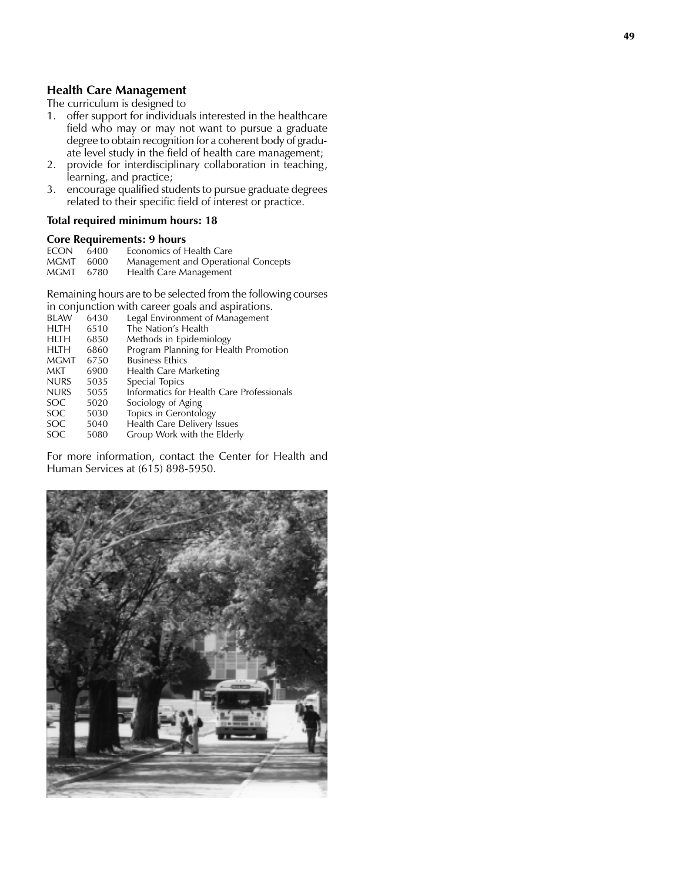## Health Care Management

The curriculum is designed to

1. offer support for individuals interested in the healthcare field who may or may not want to pursue a graduate degree to obtain recognition for a coherent body of graduate level study in the field of health care management;
2. provide for interdisciplinary collaboration in teaching, learning, and practice;
3. encourage qualified students to pursue graduate degrees related to their specific field of interest or practice.

**Total required minimum hours: 18**

**Core Requirements: 9 hours**

| | | |
|---|---|---|
| ECON | 6400 | Economics of Health Care |
| MGMT | 6000 | Management and Operational Concepts |
| MGMT | 6780 | Health Care Management |

Remaining hours are to be selected from the following courses in conjunction with career goals and aspirations.

| | | |
|---|---|---|
| BLAW | 6430 | Legal Environment of Management |
| HLTH | 6510 | The Nation's Health |
| HLTH | 6850 | Methods in Epidemiology |
| HLTH | 6860 | Program Planning for Health Promotion |
| MGMT | 6750 | Business Ethics |
| MKT | 6900 | Health Care Marketing |
| NURS | 5035 | Special Topics |
| NURS | 5055 | Informatics for Health Care Professionals |
| SOC | 5020 | Sociology of Aging |
| SOC | 5030 | Topics in Gerontology |
| SOC | 5040 | Health Care Delivery Issues |
| SOC | 5080 | Group Work with the Elderly |

For more information, contact the Center for Health and Human Services at (615) 898-5950.